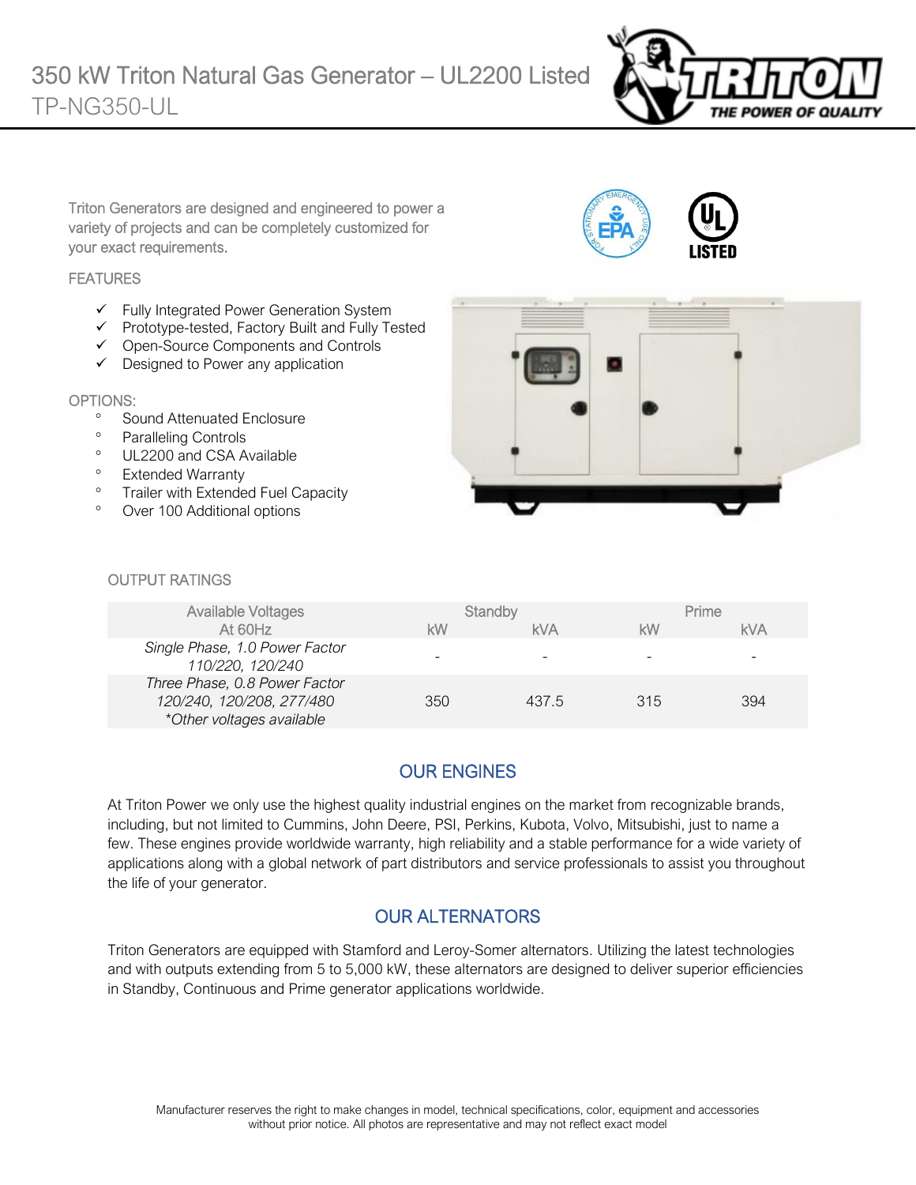# 350 kW Triton Natural Gas Generator – UL2200 Listed

TP-NG350-UL

Triton Generators are designed and engineered to power a variety of projects and can be completely customized for your exact requirements.

FEATURES

- ✓ Fully Integrated Power Generation System
- ✓ Prototype-tested, Factory Built and Fully Tested
- ✓ Open-Source Components and Controls
- ✓ Designed to Power any application

OPTIONS:

- Sound Attenuated Enclosure
- Paralleling Controls
- UL2200 and CSA Available
- Extended Warranty
- Trailer with Extended Fuel Capacity
- Over 100 Additional options

OUTPUT RATINGS

| Available Voltages At 60Hz | Standby | | Prime | |
|---|---|---|---|---|
| | kW | kVA | kW | kVA |
| *Single Phase, 1.0 Power Factor 110/220, 120/240* | - | - | - | - |
| *Three Phase, 0.8 Power Factor 120/240, 120/208, 277/480 \*Other voltages available* | 350 | 437.5 | 315 | 394 |

## OUR ENGINES

At Triton Power we only use the highest quality industrial engines on the market from recognizable brands, including, but not limited to Cummins, John Deere, PSI, Perkins, Kubota, Volvo, Mitsubishi, just to name a few. These engines provide worldwide warranty, high reliability and a stable performance for a wide variety of applications along with a global network of part distributors and service professionals to assist you throughout the life of your generator.

## OUR ALTERNATORS

Triton Generators are equipped with Stamford and Leroy-Somer alternators. Utilizing the latest technologies and with outputs extending from 5 to 5,000 kW, these alternators are designed to deliver superior efficiencies in Standby, Continuous and Prime generator applications worldwide.

Manufacturer reserves the right to make changes in model, technical specifications, color, equipment and accessories without prior notice. All photos are representative and may not reflect exact model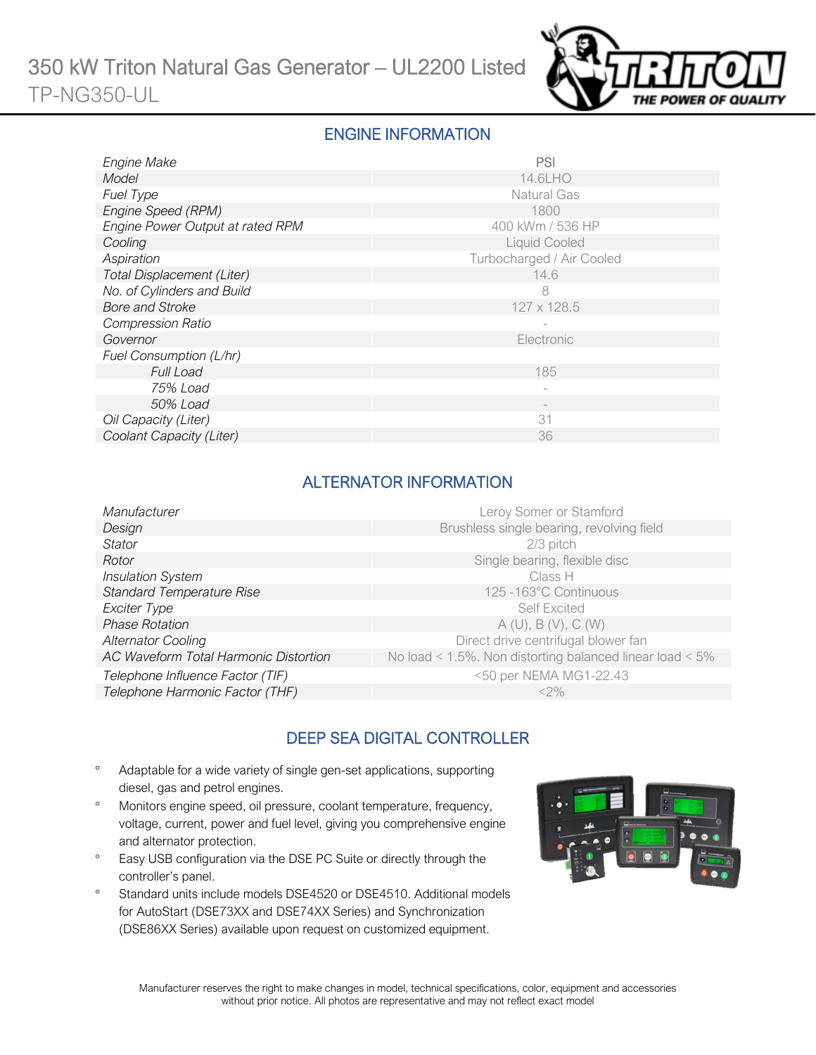# 350 kW Triton Natural Gas Generator – UL2200 Listed

TP-NG350-UL

## ENGINE INFORMATION

| | |
|---|---|
| *Engine Make* | PSI |
| *Model* | 14.6LHO |
| *Fuel Type* | Natural Gas |
| *Engine Speed (RPM)* | 1800 |
| *Engine Power Output at rated RPM* | 400 kWm / 536 HP |
| *Cooling* | Liquid Cooled |
| *Aspiration* | Turbocharged / Air Cooled |
| *Total Displacement (Liter)* | 14.6 |
| *No. of Cylinders and Build* | 8 |
| *Bore and Stroke* | 127 x 128.5 |
| *Compression Ratio* | - |
| *Governor* | Electronic |
| *Fuel Consumption (L/hr)* | |
| *Full Load* | 185 |
| *75% Load* | - |
| *50% Load* | - |
| *Oil Capacity (Liter)* | 31 |
| *Coolant Capacity (Liter)* | 36 |

## ALTERNATOR INFORMATION

| | |
|---|---|
| *Manufacturer* | Leroy Somer or Stamford |
| *Design* | Brushless single bearing, revolving field |
| *Stator* | 2/3 pitch |
| *Rotor* | Single bearing, flexible disc |
| *Insulation System* | Class H |
| *Standard Temperature Rise* | 125 -163°C Continuous |
| *Exciter Type* | Self Excited |
| *Phase Rotation* | A (U), B (V), C (W) |
| *Alternator Cooling* | Direct drive centrifugal blower fan |
| *AC Waveform Total Harmonic Distortion* | No load < 1.5%. Non distorting balanced linear load < 5% |
| *Telephone Influence Factor (TIF)* | <50 per NEMA MG1-22.43 |
| *Telephone Harmonic Factor (THF)* | <2% |

## DEEP SEA DIGITAL CONTROLLER

- Adaptable for a wide variety of single gen-set applications, supporting diesel, gas and petrol engines.
- Monitors engine speed, oil pressure, coolant temperature, frequency, voltage, current, power and fuel level, giving you comprehensive engine and alternator protection.
- Easy USB configuration via the DSE PC Suite or directly through the controller's panel.
- Standard units include models DSE4520 or DSE4510. Additional models for AutoStart (DSE73XX and DSE74XX Series) and Synchronization (DSE86XX Series) available upon request on customized equipment.

Manufacturer reserves the right to make changes in model, technical specifications, color, equipment and accessories without prior notice. All photos are representative and may not reflect exact model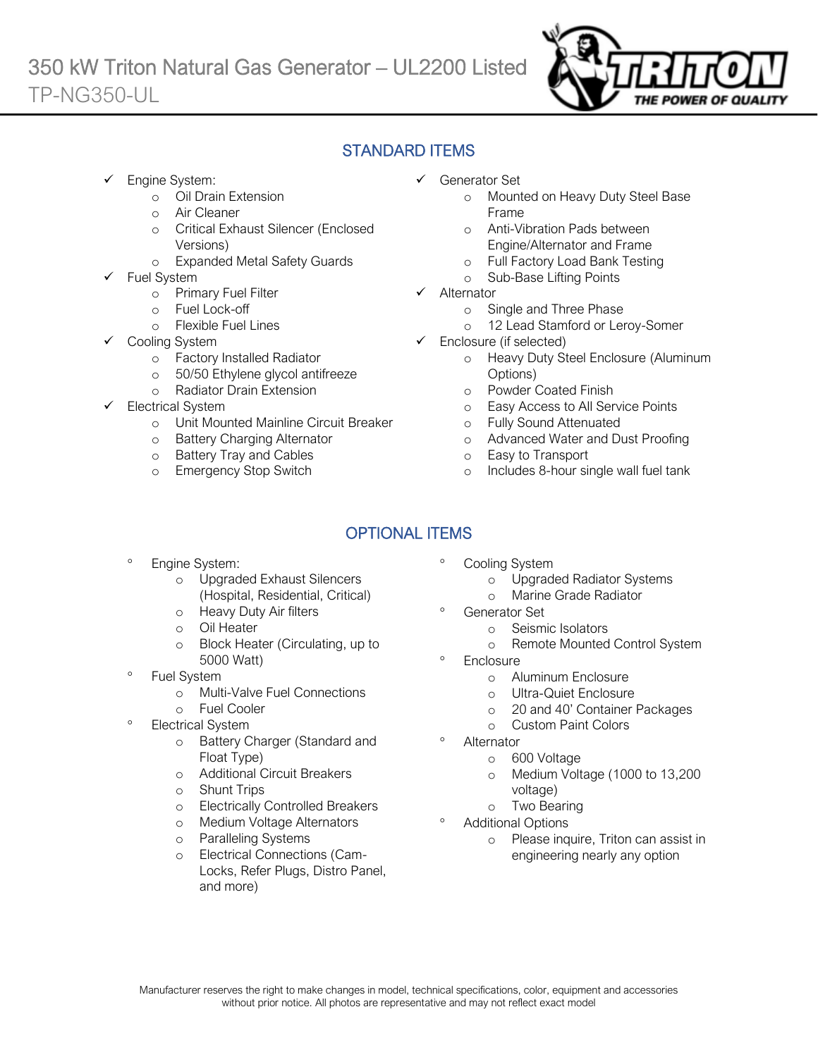350 kW Triton Natural Gas Generator – UL2200 Listed
TP-NG350-UL

## STANDARD ITEMS

- ✓ Engine System:
  - Oil Drain Extension
  - Air Cleaner
  - Critical Exhaust Silencer (Enclosed Versions)
  - Expanded Metal Safety Guards
- ✓ Fuel System
  - Primary Fuel Filter
  - Fuel Lock-off
  - Flexible Fuel Lines
- ✓ Cooling System
  - Factory Installed Radiator
  - 50/50 Ethylene glycol antifreeze
  - Radiator Drain Extension
- ✓ Electrical System
  - Unit Mounted Mainline Circuit Breaker
  - Battery Charging Alternator
  - Battery Tray and Cables
  - Emergency Stop Switch
- ✓ Generator Set
  - Mounted on Heavy Duty Steel Base Frame
  - Anti-Vibration Pads between Engine/Alternator and Frame
  - Full Factory Load Bank Testing
  - Sub-Base Lifting Points
- ✓ Alternator
  - Single and Three Phase
  - 12 Lead Stamford or Leroy-Somer
- ✓ Enclosure (if selected)
  - Heavy Duty Steel Enclosure (Aluminum Options)
  - Powder Coated Finish
  - Easy Access to All Service Points
  - Fully Sound Attenuated
  - Advanced Water and Dust Proofing
  - Easy to Transport
  - Includes 8-hour single wall fuel tank

## OPTIONAL ITEMS

- Engine System:
  - Upgraded Exhaust Silencers (Hospital, Residential, Critical)
  - Heavy Duty Air filters
  - Oil Heater
  - Block Heater (Circulating, up to 5000 Watt)
- Fuel System
  - Multi-Valve Fuel Connections
  - Fuel Cooler
- Electrical System
  - Battery Charger (Standard and Float Type)
  - Additional Circuit Breakers
  - Shunt Trips
  - Electrically Controlled Breakers
  - Medium Voltage Alternators
  - Paralleling Systems
  - Electrical Connections (Cam-Locks, Refer Plugs, Distro Panel, and more)
- Cooling System
  - Upgraded Radiator Systems
  - Marine Grade Radiator
- Generator Set
  - Seismic Isolators
  - Remote Mounted Control System
- Enclosure
  - Aluminum Enclosure
  - Ultra-Quiet Enclosure
  - 20 and 40' Container Packages
  - Custom Paint Colors
- Alternator
  - 600 Voltage
  - Medium Voltage (1000 to 13,200 voltage)
  - Two Bearing
- Additional Options
  - Please inquire, Triton can assist in engineering nearly any option

Manufacturer reserves the right to make changes in model, technical specifications, color, equipment and accessories without prior notice. All photos are representative and may not reflect exact model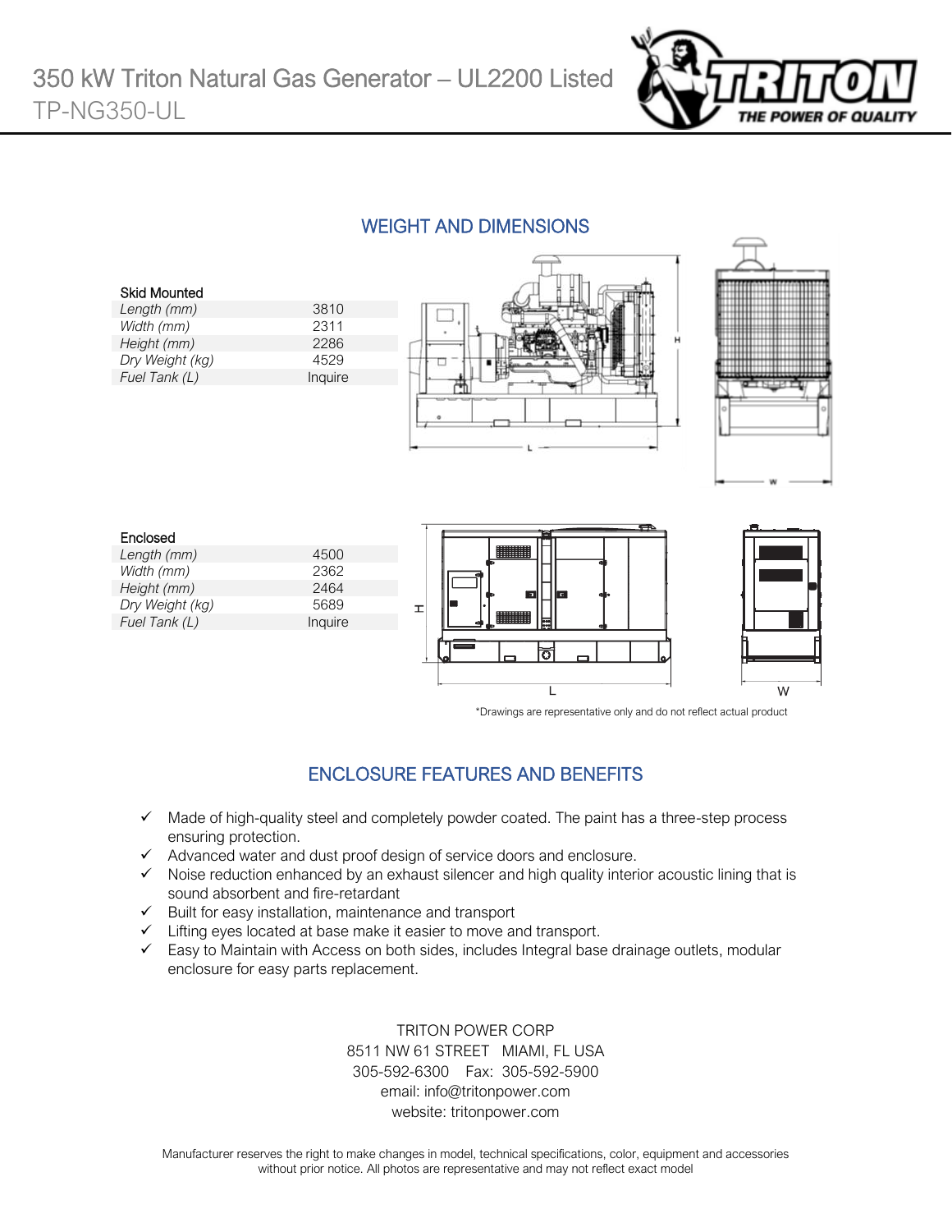# 350 kW Triton Natural Gas Generator – UL2200 Listed

TP-NG350-UL

## WEIGHT AND DIMENSIONS

| Skid Mounted | |
|---|---|
| *Length (mm)* | 3810 |
| *Width (mm)* | 2311 |
| *Height (mm)* | 2286 |
| *Dry Weight (kg)* | 4529 |
| *Fuel Tank (L)* | Inquire |

| Enclosed | |
|---|---|
| *Length (mm)* | 4500 |
| *Width (mm)* | 2362 |
| *Height (mm)* | 2464 |
| *Dry Weight (kg)* | 5689 |
| *Fuel Tank (L)* | Inquire |

*Drawings are representative only and do not reflect actual product

## ENCLOSURE FEATURES AND BENEFITS

- ✓ Made of high-quality steel and completely powder coated. The paint has a three-step process ensuring protection.
- ✓ Advanced water and dust proof design of service doors and enclosure.
- ✓ Noise reduction enhanced by an exhaust silencer and high quality interior acoustic lining that is sound absorbent and fire-retardant
- ✓ Built for easy installation, maintenance and transport
- ✓ Lifting eyes located at base make it easier to move and transport.
- ✓ Easy to Maintain with Access on both sides, includes Integral base drainage outlets, modular enclosure for easy parts replacement.

TRITON POWER CORP
8511 NW 61 STREET MIAMI, FL USA
305-592-6300 Fax: 305-592-5900
email: info@tritonpower.com
website: tritonpower.com

Manufacturer reserves the right to make changes in model, technical specifications, color, equipment and accessories without prior notice. All photos are representative and may not reflect exact model